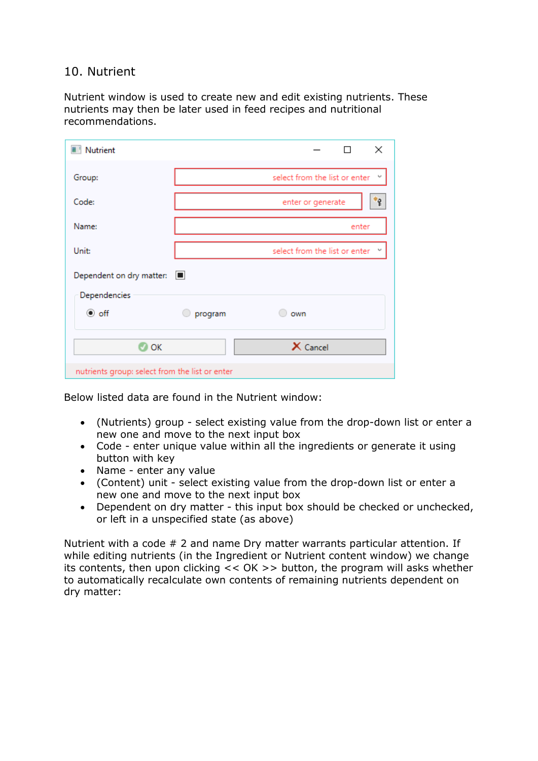## 10. Nutrient

Nutrient window is used to create new and edit existing nutrients. These nutrients may then be later used in feed recipes and nutritional recommendations.

Below listed data are found in the Nutrient window:

- (Nutrients) group - select existing value from the drop-down list or enter a new one and move to the next input box
- Code - enter unique value within all the ingredients or generate it using button with key
- Name - enter any value
- (Content) unit - select existing value from the drop-down list or enter a new one and move to the next input box
- Dependent on dry matter - this input box should be checked or unchecked, or left in a unspecified state (as above)

Nutrient with a code # 2 and name Dry matter warrants particular attention. If while editing nutrients (in the Ingredient or Nutrient content window) we change its contents, then upon clicking << OK >> button, the program will asks whether to automatically recalculate own contents of remaining nutrients dependent on dry matter: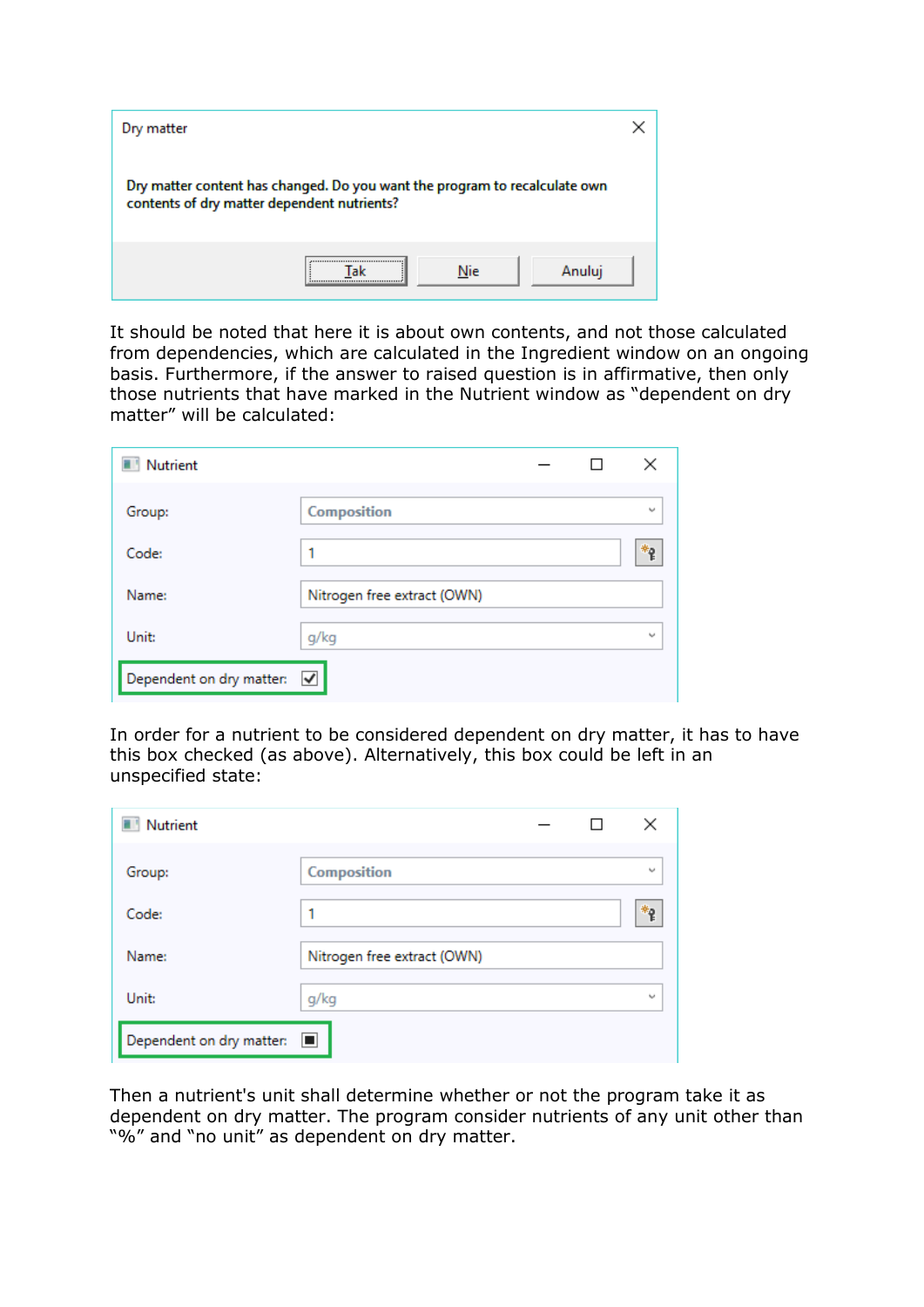Dry matter

Dry matter content has changed. Do you want the program to recalculate own contents of dry matter dependent nutrients?

Tak | Nie | Anuluj

It should be noted that here it is about own contents, and not those calculated from dependencies, which are calculated in the Ingredient window on an ongoing basis. Furthermore, if the answer to raised question is in affirmative, then only those nutrients that have marked in the Nutrient window as "dependent on dry matter" will be calculated:

Nutrient

| | |
|---|---|
| Group: | Composition |
| Code: | 1 |
| Name: | Nitrogen free extract (OWN) |
| Unit: | g/kg |
| Dependent on dry matter: | ☑ |

In order for a nutrient to be considered dependent on dry matter, it has to have this box checked (as above). Alternatively, this box could be left in an unspecified state:

Nutrient

| | |
|---|---|
| Group: | Composition |
| Code: | 1 |
| Name: | Nitrogen free extract (OWN) |
| Unit: | g/kg |
| Dependent on dry matter: | ■ |

Then a nutrient's unit shall determine whether or not the program take it as dependent on dry matter. The program consider nutrients of any unit other than "%" and "no unit" as dependent on dry matter.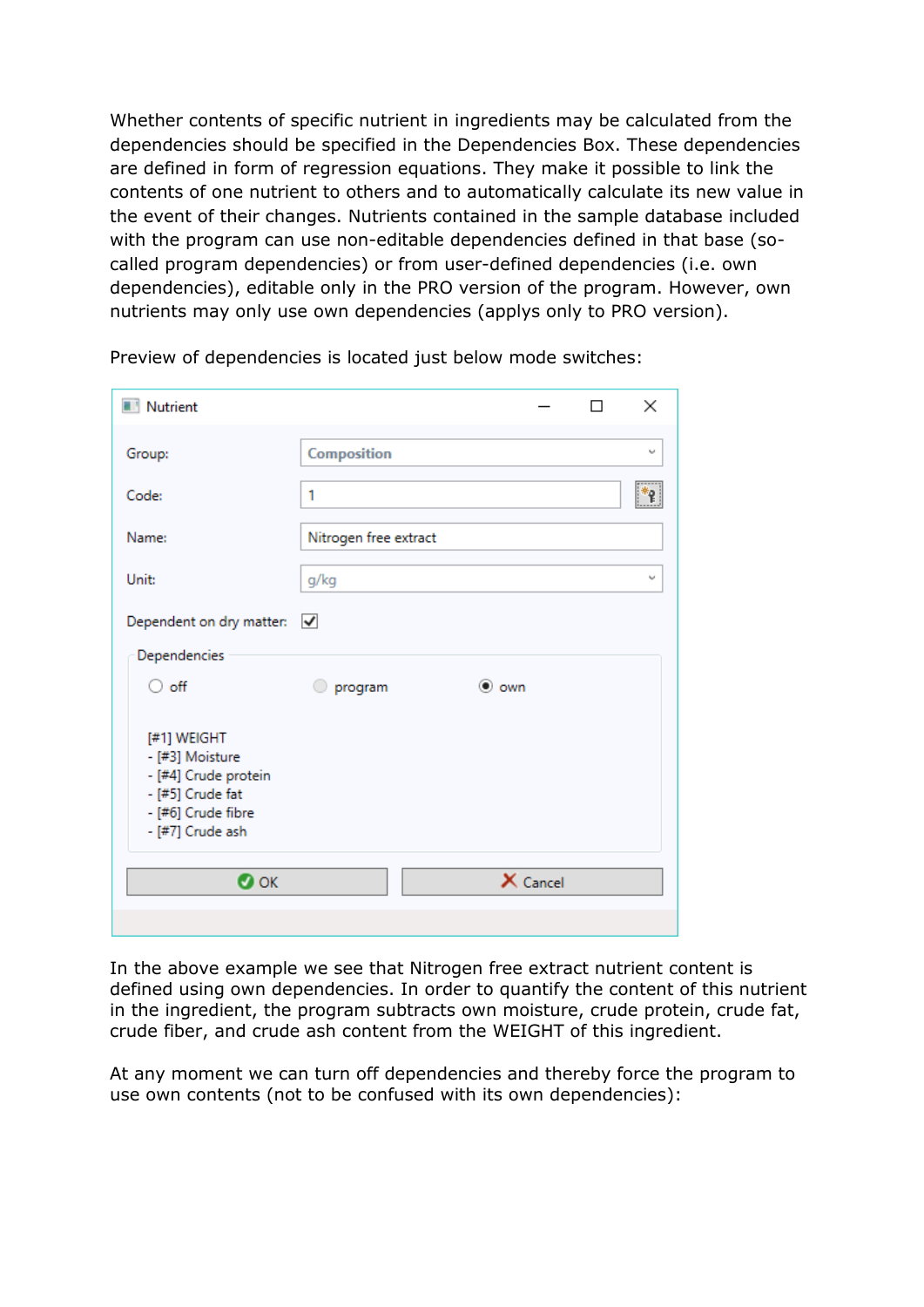Whether contents of specific nutrient in ingredients may be calculated from the dependencies should be specified in the Dependencies Box. These dependencies are defined in form of regression equations. They make it possible to link the contents of one nutrient to others and to automatically calculate its new value in the event of their changes. Nutrients contained in the sample database included with the program can use non-editable dependencies defined in that base (so-called program dependencies) or from user-defined dependencies (i.e. own dependencies), editable only in the PRO version of the program. However, own nutrients may only use own dependencies (applys only to PRO version).

Preview of dependencies is located just below mode switches:

Nutrient

Group: Composition

Code: 1

Name: Nitrogen free extract

Unit: g/kg

Dependent on dry matter: ☑

Dependencies

○ off ○ program ◉ own

[#1] WEIGHT
- [#3] Moisture
- [#4] Crude protein
- [#5] Crude fat
- [#6] Crude fibre
- [#7] Crude ash

OK Cancel

In the above example we see that Nitrogen free extract nutrient content is defined using own dependencies. In order to quantify the content of this nutrient in the ingredient, the program subtracts own moisture, crude protein, crude fat, crude fiber, and crude ash content from the WEIGHT of this ingredient.

At any moment we can turn off dependencies and thereby force the program to use own contents (not to be confused with its own dependencies):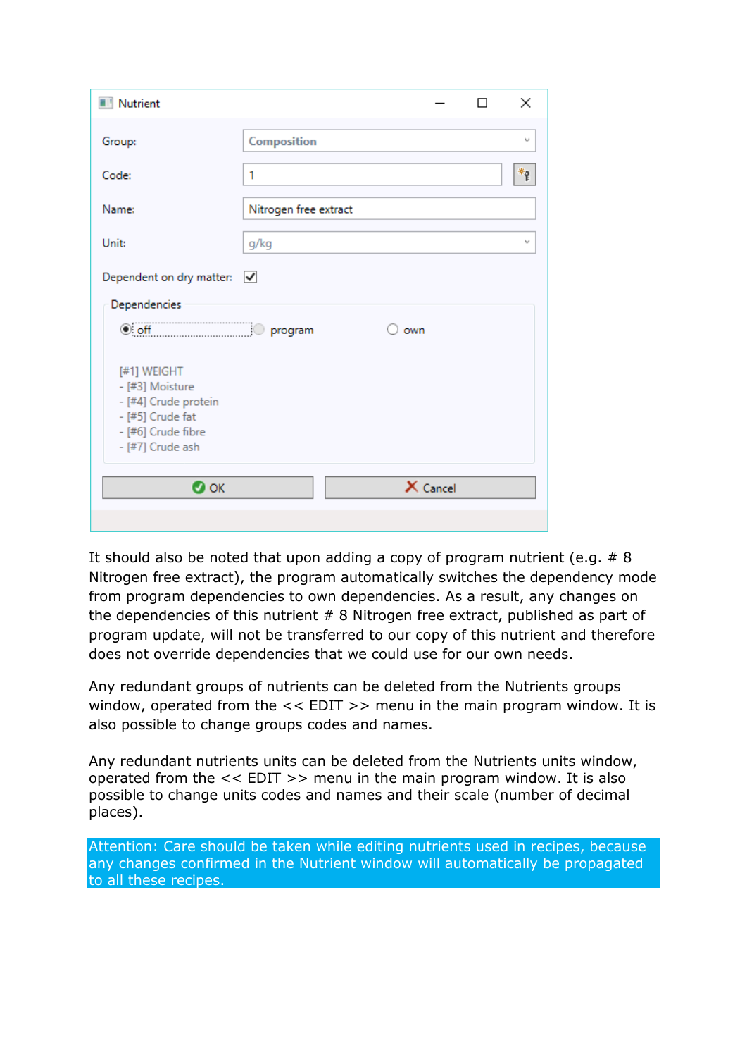Nutrient

Group: Composition

Code: 1

Name: Nitrogen free extract

Unit: g/kg

Dependent on dry matter: ☑

Dependencies

◉ off ○ program ○ own

[#1] WEIGHT
- [#3] Moisture
- [#4] Crude protein
- [#5] Crude fat
- [#6] Crude fibre
- [#7] Crude ash

OK Cancel

It should also be noted that upon adding a copy of program nutrient (e.g. # 8 Nitrogen free extract), the program automatically switches the dependency mode from program dependencies to own dependencies. As a result, any changes on the dependencies of this nutrient # 8 Nitrogen free extract, published as part of program update, will not be transferred to our copy of this nutrient and therefore does not override dependencies that we could use for our own needs.

Any redundant groups of nutrients can be deleted from the Nutrients groups window, operated from the << EDIT >> menu in the main program window. It is also possible to change groups codes and names.

Any redundant nutrients units can be deleted from the Nutrients units window, operated from the << EDIT >> menu in the main program window. It is also possible to change units codes and names and their scale (number of decimal places).

Attention: Care should be taken while editing nutrients used in recipes, because any changes confirmed in the Nutrient window will automatically be propagated to all these recipes.